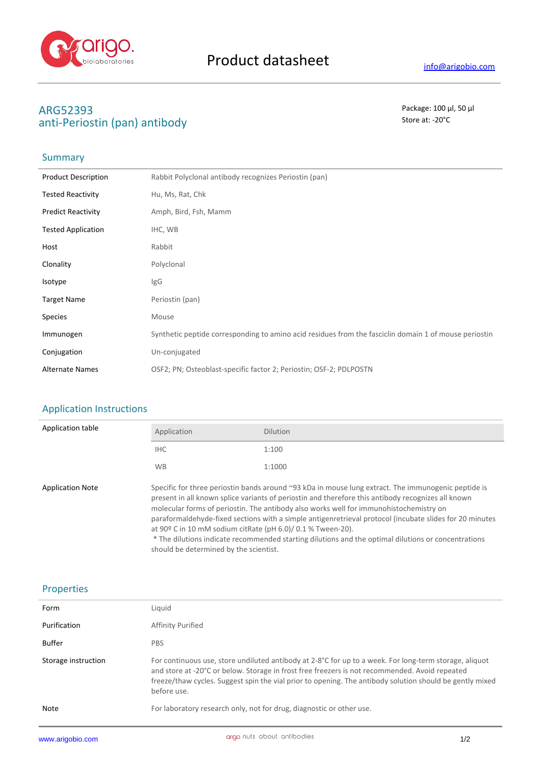# Product datasheet

info@arigobio.com

## ARG52393
## anti-Periostin (pan) antibody

Package: 100 μl, 50 μl
Store at: -20°C

## Summary

| | |
|---|---|
| Product Description | Rabbit Polyclonal antibody recognizes Periostin (pan) |
| Tested Reactivity | Hu, Ms, Rat, Chk |
| Predict Reactivity | Amph, Bird, Fsh, Mamm |
| Tested Application | IHC, WB |
| Host | Rabbit |
| Clonality | Polyclonal |
| Isotype | IgG |
| Target Name | Periostin (pan) |
| Species | Mouse |
| Immunogen | Synthetic peptide corresponding to amino acid residues from the fasciclin domain 1 of mouse periostin |
| Conjugation | Un-conjugated |
| Alternate Names | OSF2; PN; Osteoblast-specific factor 2; Periostin; OSF-2; PDLPOSTN |

## Application Instructions

**Application table**

| Application | Dilution |
|---|---|
| IHC | 1:100 |
| WB | 1:1000 |

**Application Note**

Specific for three periostin bands around ~93 kDa in mouse lung extract. The immunogenic peptide is present in all known splice variants of periostin and therefore this antibody recognizes all known molecular forms of periostin. The antibody also works well for immunohistochemistry on paraformaldehyde-fixed sections with a simple antigenretrieval protocol (incubate slides for 20 minutes at 90º C in 10 mM sodium citRate (pH 6.0)/ 0.1 % Tween-20).
* The dilutions indicate recommended starting dilutions and the optimal dilutions or concentrations should be determined by the scientist.

## Properties

| | |
|---|---|
| Form | Liquid |
| Purification | Affinity Purified |
| Buffer | PBS |
| Storage instruction | For continuous use, store undiluted antibody at 2-8°C for up to a week. For long-term storage, aliquot and store at -20°C or below. Storage in frost free freezers is not recommended. Avoid repeated freeze/thaw cycles. Suggest spin the vial prior to opening. The antibody solution should be gently mixed before use. |
| Note | For laboratory research only, not for drug, diagnostic or other use. |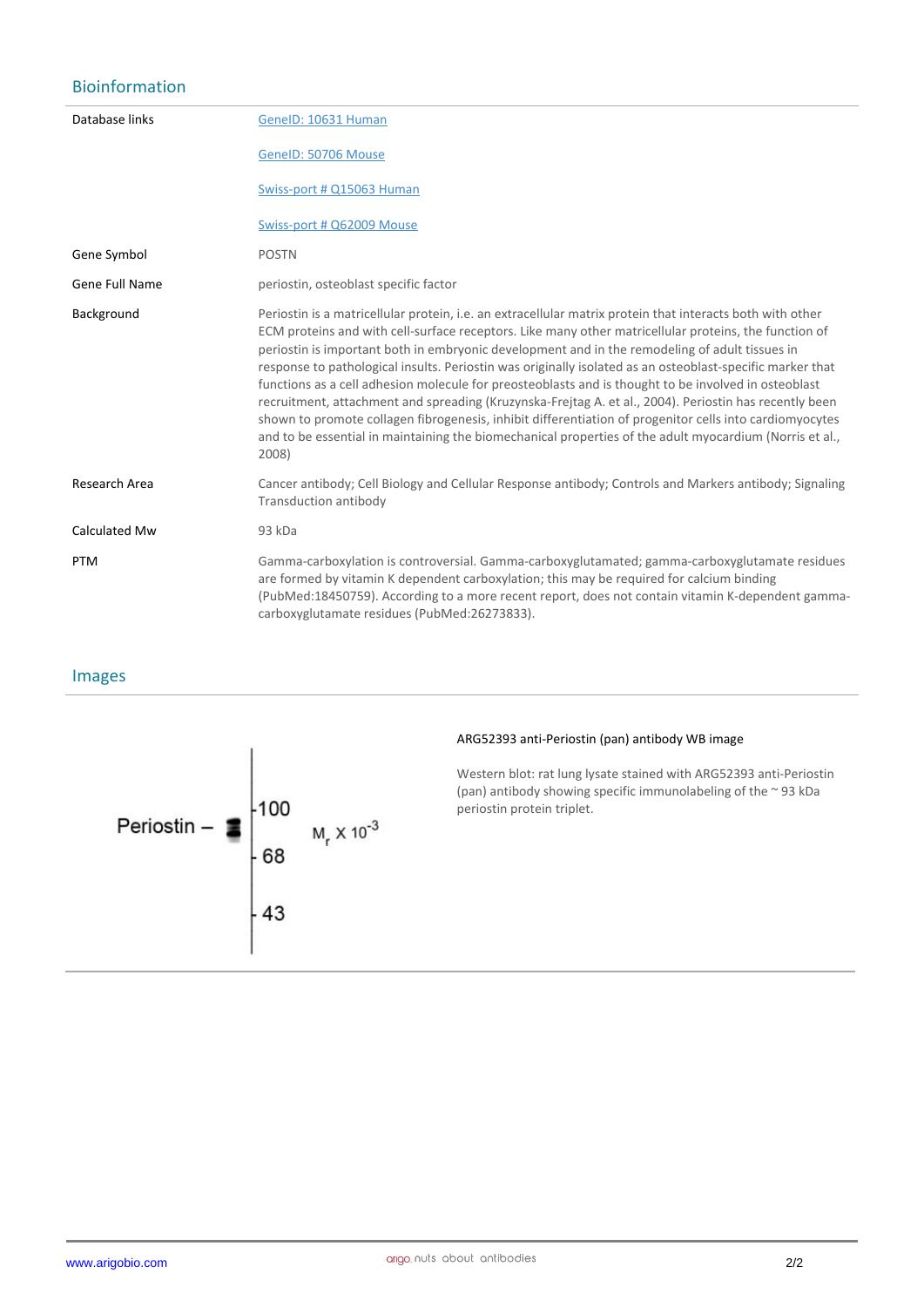## Bioinformation

| | |
|---|---|
| Database links | GeneID: 10631 Human<br><br>GeneID: 50706 Mouse<br><br>Swiss-port # Q15063 Human<br><br>Swiss-port # Q62009 Mouse |
| Gene Symbol | POSTN |
| Gene Full Name | periostin, osteoblast specific factor |
| Background | Periostin is a matricellular protein, i.e. an extracellular matrix protein that interacts both with other ECM proteins and with cell-surface receptors. Like many other matricellular proteins, the function of periostin is important both in embryonic development and in the remodeling of adult tissues in response to pathological insults. Periostin was originally isolated as an osteoblast-specific marker that functions as a cell adhesion molecule for preosteoblasts and is thought to be involved in osteoblast recruitment, attachment and spreading (Kruzynska-Frejtag A. et al., 2004). Periostin has recently been shown to promote collagen fibrogenesis, inhibit differentiation of progenitor cells into cardiomyocytes and to be essential in maintaining the biomechanical properties of the adult myocardium (Norris et al., 2008) |
| Research Area | Cancer antibody; Cell Biology and Cellular Response antibody; Controls and Markers antibody; Signaling Transduction antibody |
| Calculated Mw | 93 kDa |
| PTM | Gamma-carboxylation is controversial. Gamma-carboxyglutamated; gamma-carboxyglutamate residues are formed by vitamin K dependent carboxylation; this may be required for calcium binding (PubMed:18450759). According to a more recent report, does not contain vitamin K-dependent gamma-carboxyglutamate residues (PubMed:26273833). |

## Images

Periostin –

100

68

43

$M_r$ X $10^{-3}$

**ARG52393 anti-Periostin (pan) antibody WB image**

Western blot: rat lung lysate stained with ARG52393 anti-Periostin (pan) antibody showing specific immunolabeling of the ~ 93 kDa periostin protein triplet.